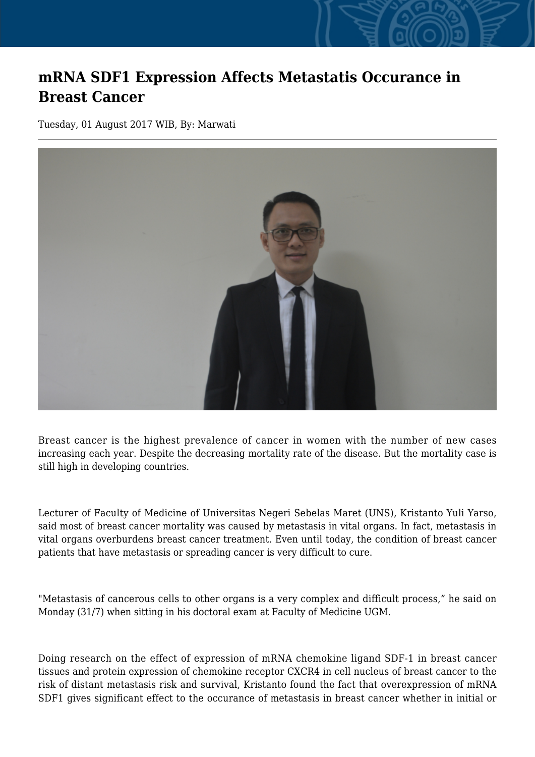# mRNA SDF1 Expression Affects Metastatis Occurance in Breast Cancer

Tuesday, 01 August 2017 WIB, By: Marwati

Breast cancer is the highest prevalence of cancer in women with the number of new cases increasing each year. Despite the decreasing mortality rate of the disease. But the mortality case is still high in developing countries.

Lecturer of Faculty of Medicine of Universitas Negeri Sebelas Maret (UNS), Kristanto Yuli Yarso, said most of breast cancer mortality was caused by metastasis in vital organs. In fact, metastasis in vital organs overburdens breast cancer treatment. Even until today, the condition of breast cancer patients that have metastasis or spreading cancer is very difficult to cure.

"Metastasis of cancerous cells to other organs is a very complex and difficult process," he said on Monday (31/7) when sitting in his doctoral exam at Faculty of Medicine UGM.

Doing research on the effect of expression of mRNA chemokine ligand SDF-1 in breast cancer tissues and protein expression of chemokine receptor CXCR4 in cell nucleus of breast cancer to the risk of distant metastasis risk and survival, Kristanto found the fact that overexpression of mRNA SDF1 gives significant effect to the occurance of metastasis in breast cancer whether in initial or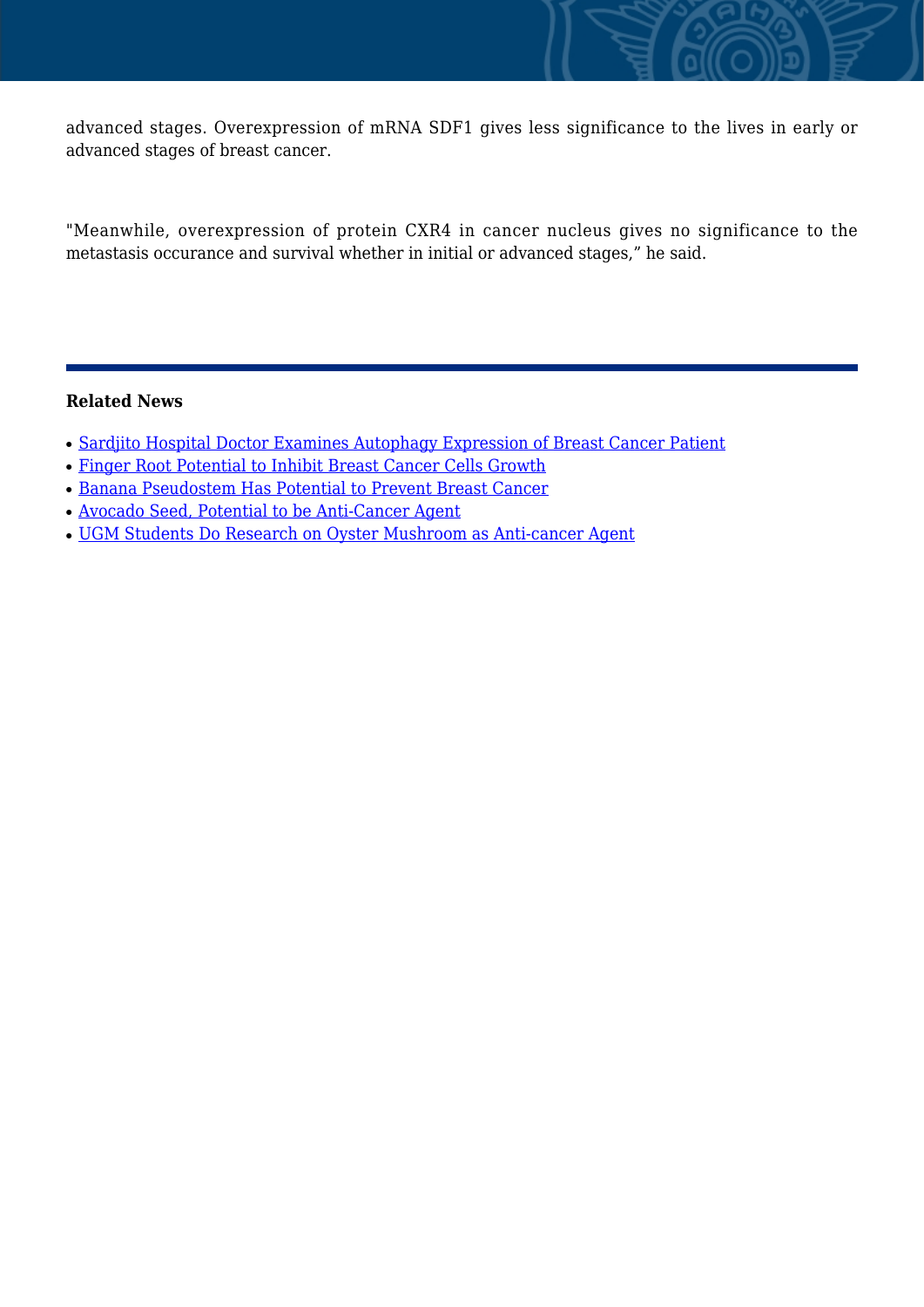advanced stages. Overexpression of mRNA SDF1 gives less significance to the lives in early or advanced stages of breast cancer.

"Meanwhile, overexpression of protein CXR4 in cancer nucleus gives no significance to the metastasis occurance and survival whether in initial or advanced stages," he said.

**Related News**

- Sardjito Hospital Doctor Examines Autophagy Expression of Breast Cancer Patient
- Finger Root Potential to Inhibit Breast Cancer Cells Growth
- Banana Pseudostem Has Potential to Prevent Breast Cancer
- Avocado Seed, Potential to be Anti-Cancer Agent
- UGM Students Do Research on Oyster Mushroom as Anti-cancer Agent